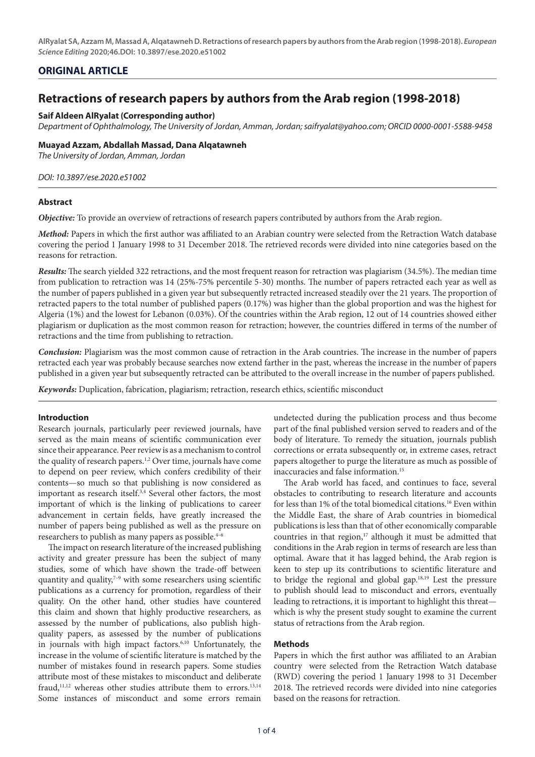## ORIGINAL ARTICLE

# Retractions of research papers by authors from the Arab region (1998-2018)

**Saif Aldeen AlRyalat (Corresponding author)**

*Department of Ophthalmology, The University of Jordan, Amman, Jordan; saifryalat@yahoo.com; ORCID 0000-0001-5588-9458*

**Muayad Azzam, Abdallah Massad, Dana Alqatawneh**

*The University of Jordan, Amman, Jordan*

*DOI: 10.3897/ese.2020.e51002*

### Abstract

***Objective:*** To provide an overview of retractions of research papers contributed by authors from the Arab region.

***Method:*** Papers in which the first author was affiliated to an Arabian country were selected from the Retraction Watch database covering the period 1 January 1998 to 31 December 2018. The retrieved records were divided into nine categories based on the reasons for retraction.

***Results:*** The search yielded 322 retractions, and the most frequent reason for retraction was plagiarism (34.5%). The median time from publication to retraction was 14 (25%-75% percentile 5-30) months. The number of papers retracted each year as well as the number of papers published in a given year but subsequently retracted increased steadily over the 21 years. The proportion of retracted papers to the total number of published papers (0.17%) was higher than the global proportion and was the highest for Algeria (1%) and the lowest for Lebanon (0.03%). Of the countries within the Arab region, 12 out of 14 countries showed either plagiarism or duplication as the most common reason for retraction; however, the countries differed in terms of the number of retractions and the time from publishing to retraction.

***Conclusion:*** Plagiarism was the most common cause of retraction in the Arab countries. The increase in the number of papers retracted each year was probably because searches now extend farther in the past, whereas the increase in the number of papers published in a given year but subsequently retracted can be attributed to the overall increase in the number of papers published.

***Keywords:*** Duplication, fabrication, plagiarism; retraction, research ethics, scientific misconduct

### Introduction

Research journals, particularly peer reviewed journals, have served as the main means of scientific communication ever since their appearance. Peer review is as a mechanism to control the quality of research papers.[1,2] Over time, journals have come to depend on peer review, which confers credibility of their contents—so much so that publishing is now considered as important as research itself.[3,4] Several other factors, the most important of which is the linking of publications to career advancement in certain fields, have greatly increased the number of papers being published as well as the pressure on researchers to publish as many papers as possible.[4–6]

The impact on research literature of the increased publishing activity and greater pressure has been the subject of many studies, some of which have shown the trade-off between quantity and quality,[7–9] with some researchers using scientific publications as a currency for promotion, regardless of their quality. On the other hand, other studies have countered this claim and shown that highly productive researchers, as assessed by the number of publications, also publish high-quality papers, as assessed by the number of publications in journals with high impact factors.[6,10] Unfortunately, the increase in the volume of scientific literature is matched by the number of mistakes found in research papers. Some studies attribute most of these mistakes to misconduct and deliberate fraud,[11,12] whereas other studies attribute them to errors.[13,14] Some instances of misconduct and some errors remain undetected during the publication process and thus become part of the final published version served to readers and of the body of literature. To remedy the situation, journals publish corrections or errata subsequently or, in extreme cases, retract papers altogether to purge the literature as much as possible of inaccuracies and false information.[15]

The Arab world has faced, and continues to face, several obstacles to contributing to research literature and accounts for less than 1% of the total biomedical citations.[16] Even within the Middle East, the share of Arab countries in biomedical publications is less than that of other economically comparable countries in that region,[17] although it must be admitted that conditions in the Arab region in terms of research are less than optimal. Aware that it has lagged behind, the Arab region is keen to step up its contributions to scientific literature and to bridge the regional and global gap.[18,19] Lest the pressure to publish should lead to misconduct and errors, eventually leading to retractions, it is important to highlight this threat—which is why the present study sought to examine the current status of retractions from the Arab region.

### Methods

Papers in which the first author was affiliated to an Arabian country were selected from the Retraction Watch database (RWD) covering the period 1 January 1998 to 31 December 2018. The retrieved records were divided into nine categories based on the reasons for retraction.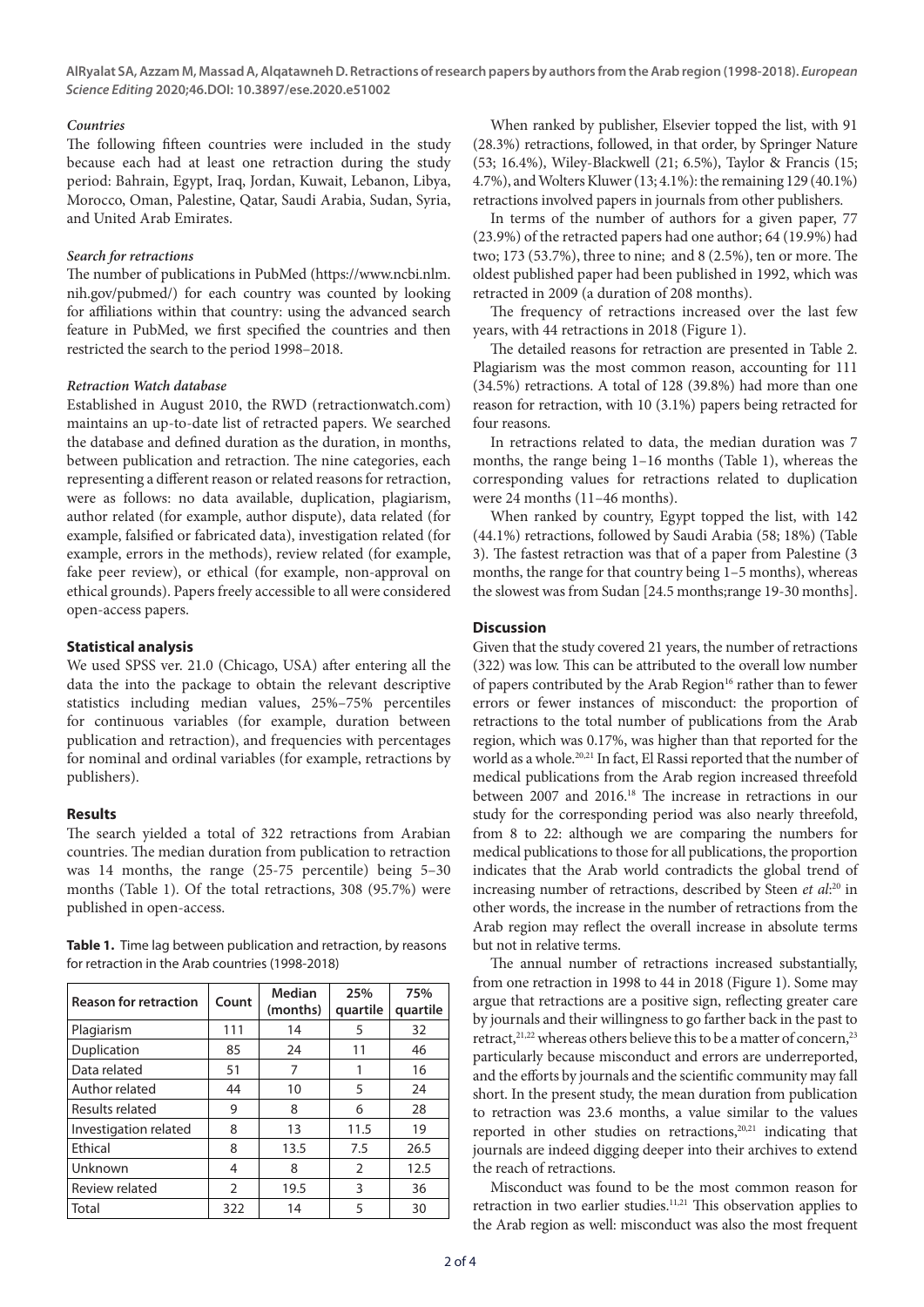### *Countries*

The following fifteen countries were included in the study because each had at least one retraction during the study period: Bahrain, Egypt, Iraq, Jordan, Kuwait, Lebanon, Libya, Morocco, Oman, Palestine, Qatar, Saudi Arabia, Sudan, Syria, and United Arab Emirates.

### *Search for retractions*

The number of publications in PubMed (https://www.ncbi.nlm.nih.gov/pubmed/) for each country was counted by looking for affiliations within that country: using the advanced search feature in PubMed, we first specified the countries and then restricted the search to the period 1998–2018.

### *Retraction Watch database*

Established in August 2010, the RWD (retractionwatch.com) maintains an up-to-date list of retracted papers. We searched the database and defined duration as the duration, in months, between publication and retraction. The nine categories, each representing a different reason or related reasons for retraction, were as follows: no data available, duplication, plagiarism, author related (for example, author dispute), data related (for example, falsified or fabricated data), investigation related (for example, errors in the methods), review related (for example, fake peer review), or ethical (for example, non-approval on ethical grounds). Papers freely accessible to all were considered open-access papers.

## Statistical analysis

We used SPSS ver. 21.0 (Chicago, USA) after entering all the data the into the package to obtain the relevant descriptive statistics including median values, 25%–75% percentiles for continuous variables (for example, duration between publication and retraction), and frequencies with percentages for nominal and ordinal variables (for example, retractions by publishers).

## Results

The search yielded a total of 322 retractions from Arabian countries. The median duration from publication to retraction was 14 months, the range (25-75 percentile) being 5–30 months (Table 1). Of the total retractions, 308 (95.7%) were published in open-access.

**Table 1.** Time lag between publication and retraction, by reasons for retraction in the Arab countries (1998-2018)

| Reason for retraction | Count | Median (months) | 25% quartile | 75% quartile |
|---|---|---|---|---|
| Plagiarism | 111 | 14 | 5 | 32 |
| Duplication | 85 | 24 | 11 | 46 |
| Data related | 51 | 7 | 1 | 16 |
| Author related | 44 | 10 | 5 | 24 |
| Results related | 9 | 8 | 6 | 28 |
| Investigation related | 8 | 13 | 11.5 | 19 |
| Ethical | 8 | 13.5 | 7.5 | 26.5 |
| Unknown | 4 | 8 | 2 | 12.5 |
| Review related | 2 | 19.5 | 3 | 36 |
| Total | 322 | 14 | 5 | 30 |

When ranked by publisher, Elsevier topped the list, with 91 (28.3%) retractions, followed, in that order, by Springer Nature (53; 16.4%), Wiley-Blackwell (21; 6.5%), Taylor & Francis (15; 4.7%), and Wolters Kluwer (13; 4.1%): the remaining 129 (40.1%) retractions involved papers in journals from other publishers.

In terms of the number of authors for a given paper, 77 (23.9%) of the retracted papers had one author; 64 (19.9%) had two; 173 (53.7%), three to nine; and 8 (2.5%), ten or more. The oldest published paper had been published in 1992, which was retracted in 2009 (a duration of 208 months).

The frequency of retractions increased over the last few years, with 44 retractions in 2018 (Figure 1).

The detailed reasons for retraction are presented in Table 2. Plagiarism was the most common reason, accounting for 111 (34.5%) retractions. A total of 128 (39.8%) had more than one reason for retraction, with 10 (3.1%) papers being retracted for four reasons.

In retractions related to data, the median duration was 7 months, the range being 1–16 months (Table 1), whereas the corresponding values for retractions related to duplication were 24 months (11–46 months).

When ranked by country, Egypt topped the list, with 142 (44.1%) retractions, followed by Saudi Arabia (58; 18%) (Table 3). The fastest retraction was that of a paper from Palestine (3 months, the range for that country being 1–5 months), whereas the slowest was from Sudan [24.5 months;range 19-30 months].

## Discussion

Given that the study covered 21 years, the number of retractions (322) was low. This can be attributed to the overall low number of papers contributed by the Arab Region[16] rather than to fewer errors or fewer instances of misconduct: the proportion of retractions to the total number of publications from the Arab region, which was 0.17%, was higher than that reported for the world as a whole.[20,21] In fact, El Rassi reported that the number of medical publications from the Arab region increased threefold between 2007 and 2016.[18] The increase in retractions in our study for the corresponding period was also nearly threefold, from 8 to 22: although we are comparing the numbers for medical publications to those for all publications, the proportion indicates that the Arab world contradicts the global trend of increasing number of retractions, described by Steen *et al*:[20] in other words, the increase in the number of retractions from the Arab region may reflect the overall increase in absolute terms but not in relative terms.

The annual number of retractions increased substantially, from one retraction in 1998 to 44 in 2018 (Figure 1). Some may argue that retractions are a positive sign, reflecting greater care by journals and their willingness to go farther back in the past to retract,[21,22] whereas others believe this to be a matter of concern,[23] particularly because misconduct and errors are underreported, and the efforts by journals and the scientific community may fall short. In the present study, the mean duration from publication to retraction was 23.6 months, a value similar to the values reported in other studies on retractions,[20,21] indicating that journals are indeed digging deeper into their archives to extend the reach of retractions.

Misconduct was found to be the most common reason for retraction in two earlier studies.[11,21] This observation applies to the Arab region as well: misconduct was also the most frequent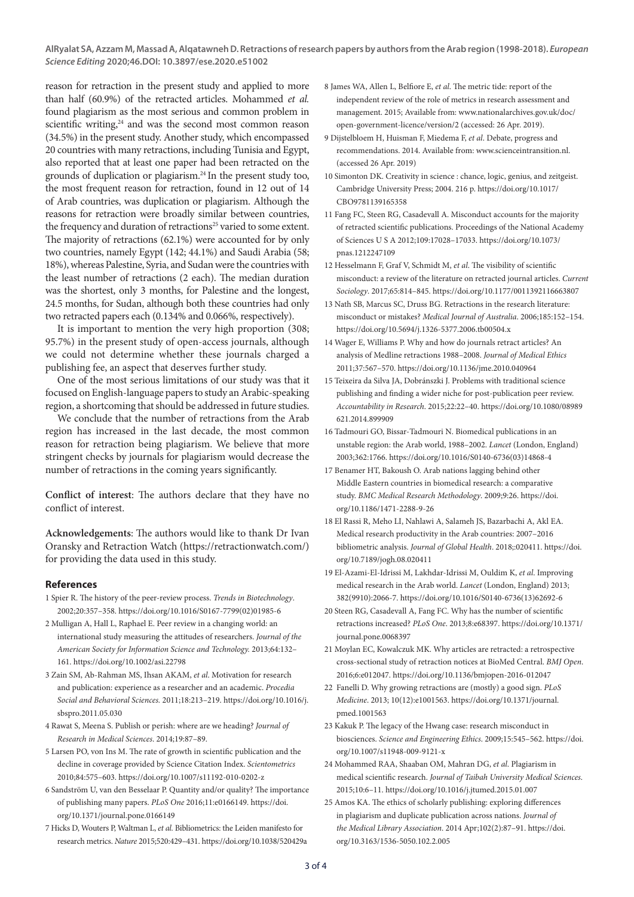reason for retraction in the present study and applied to more than half (60.9%) of the retracted articles. Mohammed *et al.* found plagiarism as the most serious and common problem in scientific writing,[24] and was the second most common reason (34.5%) in the present study. Another study, which encompassed 20 countries with many retractions, including Tunisia and Egypt, also reported that at least one paper had been retracted on the grounds of duplication or plagiarism.[24] In the present study too, the most frequent reason for retraction, found in 12 out of 14 of Arab countries, was duplication or plagiarism. Although the reasons for retraction were broadly similar between countries, the frequency and duration of retractions[25] varied to some extent. The majority of retractions (62.1%) were accounted for by only two countries, namely Egypt (142; 44.1%) and Saudi Arabia (58; 18%), whereas Palestine, Syria, and Sudan were the countries with the least number of retractions (2 each). The median duration was the shortest, only 3 months, for Palestine and the longest, 24.5 months, for Sudan, although both these countries had only two retracted papers each (0.134% and 0.066%, respectively).

It is important to mention the very high proportion (308; 95.7%) in the present study of open-access journals, although we could not determine whether these journals charged a publishing fee, an aspect that deserves further study.

One of the most serious limitations of our study was that it focused on English-language papers to study an Arabic-speaking region, a shortcoming that should be addressed in future studies.

We conclude that the number of retractions from the Arab region has increased in the last decade, the most common reason for retraction being plagiarism. We believe that more stringent checks by journals for plagiarism would decrease the number of retractions in the coming years significantly.

**Conflict of interest**: The authors declare that they have no conflict of interest.

**Acknowledgements**: The authors would like to thank Dr Ivan Oransky and Retraction Watch (https://retractionwatch.com/) for providing the data used in this study.

## References

1 Spier R. The history of the peer-review process. *Trends in Biotechnology*. 2002;20:357–358. https://doi.org/10.1016/S0167-7799(02)01985-6

2 Mulligan A, Hall L, Raphael E. Peer review in a changing world: an international study measuring the attitudes of researchers. *Journal of the American Society for Information Science and Technology.* 2013;64:132–161. https://doi.org/10.1002/asi.22798

3 Zain SM, Ab-Rahman MS, Ihsan AKAM, *et al*. Motivation for research and publication: experience as a researcher and an academic. *Procedia Social and Behavioral Sciences.* 2011;18:213–219. https://doi.org/10.1016/j.sbspro.2011.05.030

4 Rawat S, Meena S. Publish or perish: where are we heading? *Journal of Research in Medical Sciences*. 2014;19:87–89.

5 Larsen PO, von Ins M. The rate of growth in scientific publication and the decline in coverage provided by Science Citation Index. *Scientometrics* 2010;84:575–603. https://doi.org/10.1007/s11192-010-0202-z

6 Sandström U, van den Besselaar P. Quantity and/or quality? The importance of publishing many papers. *PLoS One* 2016;11:e0166149. https://doi.org/10.1371/journal.pone.0166149

7 Hicks D, Wouters P, Waltman L, *et al.* Bibliometrics: the Leiden manifesto for research metrics. *Nature* 2015;520:429–431. https://doi.org/10.1038/520429a

8 James WA, Allen L, Belfiore E, *et al*. The metric tide: report of the independent review of the role of metrics in research assessment and management. 2015; Available from: www.nationalarchives.gov.uk/doc/open-government-licence/version/2 (accessed: 26 Apr. 2019).

9 Dijstelbloem H, Huisman F, Miedema F, *et al*. Debate, progress and recommendations. 2014. Available from: www.scienceintransition.nl. (accessed 26 Apr. 2019)

10 Simonton DK. Creativity in science : chance, logic, genius, and zeitgeist. Cambridge University Press; 2004. 216 p. https://doi.org/10.1017/CBO9781139165358

11 Fang FC, Steen RG, Casadevall A. Misconduct accounts for the majority of retracted scientific publications. Proceedings of the National Academy of Sciences U S A 2012;109:17028–17033. https://doi.org/10.1073/pnas.1212247109

12 Hesselmann F, Graf V, Schmidt M, *et al*. The visibility of scientific misconduct: a review of the literature on retracted journal articles. *Current Sociology*. 2017;65:814–845. https://doi.org/10.1177/0011392116663807

13 Nath SB, Marcus SC, Druss BG. Retractions in the research literature: misconduct or mistakes? *Medical Journal of Australia*. 2006;185:152–154. https://doi.org/10.5694/j.1326-5377.2006.tb00504.x

14 Wager E, Williams P. Why and how do journals retract articles? An analysis of Medline retractions 1988–2008. *Journal of Medical Ethics* 2011;37:567–570. https://doi.org/10.1136/jme.2010.040964

15 Teixeira da Silva JA, Dobránszki J. Problems with traditional science publishing and finding a wider niche for post-publication peer review. *Accountability in Research*. 2015;22:22–40. https://doi.org/10.1080/08989621.2014.899909

16 Tadmouri GO, Bissar-Tadmouri N. Biomedical publications in an unstable region: the Arab world, 1988–2002. *Lancet* (London, England) 2003;362:1766. https://doi.org/10.1016/S0140-6736(03)14868-4

17 Benamer HT, Bakoush O. Arab nations lagging behind other Middle Eastern countries in biomedical research: a comparative study. *BMC Medical Research Methodology*. 2009;9:26. https://doi.org/10.1186/1471-2288-9-26

18 El Rassi R, Meho LI, Nahlawi A, Salameh JS, Bazarbachi A, Akl EA. Medical research productivity in the Arab countries: 2007–2016 bibliometric analysis. *Journal of Global Health*. 2018;:020411. https://doi.org/10.7189/jogh.08.020411

19 El-Azami-El-Idrissi M, Lakhdar-Idrissi M, Ouldim K, *et al*. Improving medical research in the Arab world. *Lancet* (London, England) 2013; 382(9910):2066-7. https://doi.org/10.1016/S0140-6736(13)62692-6

20 Steen RG, Casadevall A, Fang FC. Why has the number of scientific retractions increased? *PLoS One*. 2013;8:e68397. https://doi.org/10.1371/journal.pone.0068397

21 Moylan EC, Kowalczuk MK. Why articles are retracted: a retrospective cross-sectional study of retraction notices at BioMed Central. *BMJ Open*. 2016;6:e012047. https://doi.org/10.1136/bmjopen-2016-012047

22 Fanelli D. Why growing retractions are (mostly) a good sign. *PLoS Medicine*. 2013; 10(12):e1001563. https://doi.org/10.1371/journal.pmed.1001563

23 Kakuk P. The legacy of the Hwang case: research misconduct in biosciences. *Science and Engineering Ethics*. 2009;15:545–562. https://doi.org/10.1007/s11948-009-9121-x

24 Mohammed RAA, Shaaban OM, Mahran DG, *et al*. Plagiarism in medical scientific research. *Journal of Taibah University Medical Sciences*. 2015;10:6–11. https://doi.org/10.1016/j.jtumed.2015.01.007

25 Amos KA. The ethics of scholarly publishing: exploring differences in plagiarism and duplicate publication across nations. *Journal of the Medical Library Association*. 2014 Apr;102(2):87–91. https://doi.org/10.3163/1536-5050.102.2.005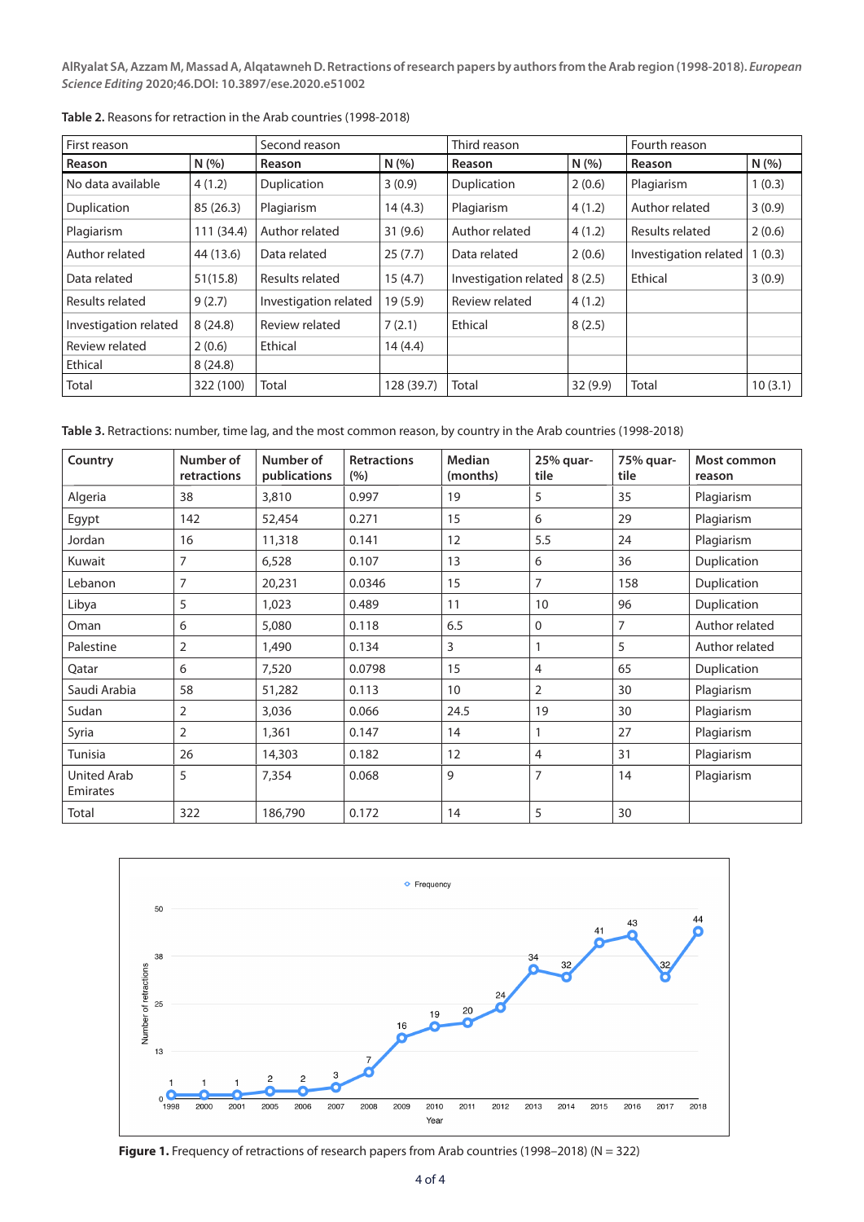**Table 2.** Reasons for retraction in the Arab countries (1998-2018)

| First reason | | Second reason | | Third reason | | Fourth reason | |
|---|---|---|---|---|---|---|---|
| **Reason** | **N (%)** | **Reason** | **N (%)** | **Reason** | **N (%)** | **Reason** | **N (%)** |
| No data available | 4 (1.2) | Duplication | 3 (0.9) | Duplication | 2 (0.6) | Plagiarism | 1 (0.3) |
| Duplication | 85 (26.3) | Plagiarism | 14 (4.3) | Plagiarism | 4 (1.2) | Author related | 3 (0.9) |
| Plagiarism | 111 (34.4) | Author related | 31 (9.6) | Author related | 4 (1.2) | Results related | 2 (0.6) |
| Author related | 44 (13.6) | Data related | 25 (7.7) | Data related | 2 (0.6) | Investigation related | 1 (0.3) |
| Data related | 51(15.8) | Results related | 15 (4.7) | Investigation related | 8 (2.5) | Ethical | 3 (0.9) |
| Results related | 9 (2.7) | Investigation related | 19 (5.9) | Review related | 4 (1.2) | | |
| Investigation related | 8 (24.8) | Review related | 7 (2.1) | Ethical | 8 (2.5) | | |
| Review related | 2 (0.6) | Ethical | 14 (4.4) | | | | |
| Ethical | 8 (24.8) | | | | | | |
| Total | 322 (100) | Total | 128 (39.7) | Total | 32 (9.9) | Total | 10 (3.1) |

**Table 3.** Retractions: number, time lag, and the most common reason, by country in the Arab countries (1998-2018)

| Country | Number of retractions | Number of publications | Retractions (%) | Median (months) | 25% quartile | 75% quartile | Most common reason |
|---|---|---|---|---|---|---|---|
| Algeria | 38 | 3,810 | 0.997 | 19 | 5 | 35 | Plagiarism |
| Egypt | 142 | 52,454 | 0.271 | 15 | 6 | 29 | Plagiarism |
| Jordan | 16 | 11,318 | 0.141 | 12 | 5.5 | 24 | Plagiarism |
| Kuwait | 7 | 6,528 | 0.107 | 13 | 6 | 36 | Duplication |
| Lebanon | 7 | 20,231 | 0.0346 | 15 | 7 | 158 | Duplication |
| Libya | 5 | 1,023 | 0.489 | 11 | 10 | 96 | Duplication |
| Oman | 6 | 5,080 | 0.118 | 6.5 | 0 | 7 | Author related |
| Palestine | 2 | 1,490 | 0.134 | 3 | 1 | 5 | Author related |
| Qatar | 6 | 7,520 | 0.0798 | 15 | 4 | 65 | Duplication |
| Saudi Arabia | 58 | 51,282 | 0.113 | 10 | 2 | 30 | Plagiarism |
| Sudan | 2 | 3,036 | 0.066 | 24.5 | 19 | 30 | Plagiarism |
| Syria | 2 | 1,361 | 0.147 | 14 | 1 | 27 | Plagiarism |
| Tunisia | 26 | 14,303 | 0.182 | 12 | 4 | 31 | Plagiarism |
| United Arab Emirates | 5 | 7,354 | 0.068 | 9 | 7 | 14 | Plagiarism |
| Total | 322 | 186,790 | 0.172 | 14 | 5 | 30 | |

Frequency

Number of retractions

50
38
25
13
0

1998 2000 2001 2005 2006 2007 2008 2009 2010 2011 2012 2013 2014 2015 2016 2017 2018

Year

1 1 1 2 2 3 7 16 19 20 24 34 32 41 43 32 44

**Figure 1.** Frequency of retractions of research papers from Arab countries (1998–2018) (N = 322)